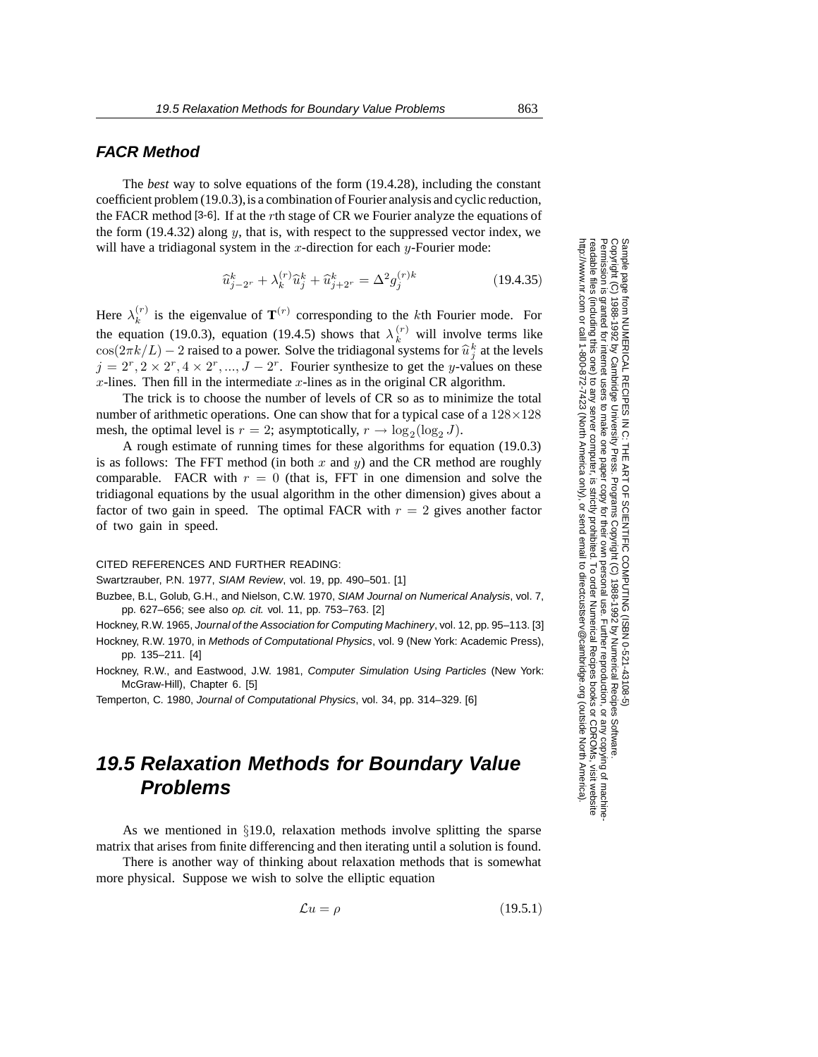### FACR Method

The *best* way to solve equations of the form (19.4.28), including the constant coefficient problem (19.0.3), is a combination of Fourier analysis and cyclic reduction, the FACR method [3-6]. If at the $r$th stage of CR we Fourier analyze the equations of the form (19.4.32) along $y$, that is, with respect to the suppressed vector index, we will have a tridiagonal system in the $x$-direction for each $y$-Fourier mode:

$$\widehat{u}_{j-2^r}^k + \lambda_k^{(r)} \widehat{u}_j^k + \widehat{u}_{j+2^r}^k = \Delta^2 g_j^{(r)k} \tag{19.4.35}$$

Here $\lambda_k^{(r)}$ is the eigenvalue of $\mathbf{T}^{(r)}$ corresponding to the $k$th Fourier mode. For the equation (19.0.3), equation (19.4.5) shows that $\lambda_k^{(r)}$ will involve terms like $\cos(2\pi k/L) - 2$ raised to a power. Solve the tridiagonal systems for $\widehat{u}_j^k$ at the levels $j = 2^r, 2 \times 2^r, 4 \times 2^r, ..., J - 2^r$. Fourier synthesize to get the $y$-values on these $x$-lines. Then fill in the intermediate $x$-lines as in the original CR algorithm.

The trick is to choose the number of levels of CR so as to minimize the total number of arithmetic operations. One can show that for a typical case of a $128 \times 128$ mesh, the optimal level is $r = 2$; asymptotically, $r \to \log_2(\log_2 J)$.

A rough estimate of running times for these algorithms for equation (19.0.3) is as follows: The FFT method (in both $x$ and $y$) and the CR method are roughly comparable. FACR with $r = 0$ (that is, FFT in one dimension and solve the tridiagonal equations by the usual algorithm in the other dimension) gives about a factor of two gain in speed. The optimal FACR with $r = 2$ gives another factor of two gain in speed.

CITED REFERENCES AND FURTHER READING:

Swartzrauber, P.N. 1977, *SIAM Review*, vol. 19, pp. 490–501. [1]

Buzbee, B.L, Golub, G.H., and Nielson, C.W. 1970, *SIAM Journal on Numerical Analysis*, vol. 7, pp. 627–656; see also *op. cit.* vol. 11, pp. 753–763. [2]

Hockney, R.W. 1965, *Journal of the Association for Computing Machinery*, vol. 12, pp. 95–113. [3]

Hockney, R.W. 1970, in *Methods of Computational Physics*, vol. 9 (New York: Academic Press), pp. 135–211. [4]

Hockney, R.W., and Eastwood, J.W. 1981, *Computer Simulation Using Particles* (New York: McGraw-Hill), Chapter 6. [5]

Temperton, C. 1980, *Journal of Computational Physics*, vol. 34, pp. 314–329. [6]

## 19.5 Relaxation Methods for Boundary Value Problems

As we mentioned in §19.0, relaxation methods involve splitting the sparse matrix that arises from finite differencing and then iterating until a solution is found.

There is another way of thinking about relaxation methods that is somewhat more physical. Suppose we wish to solve the elliptic equation

$$\mathcal{L}u = \rho \tag{19.5.1}$$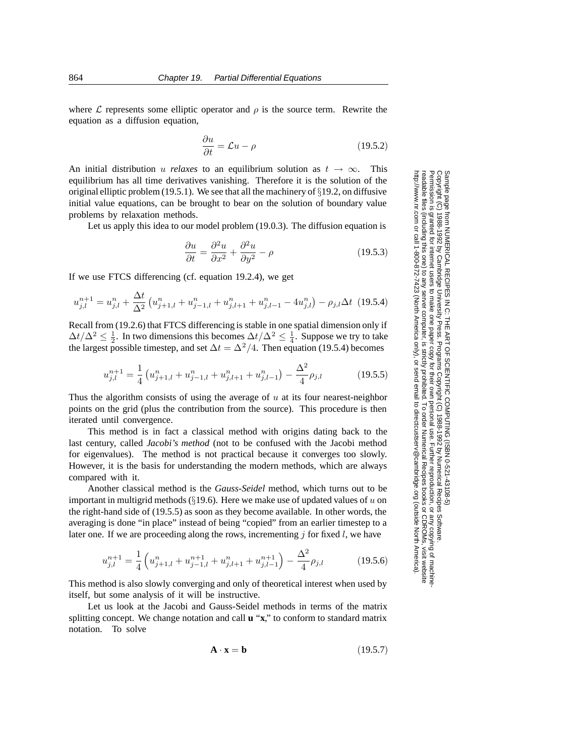where $\mathcal{L}$ represents some elliptic operator and $\rho$ is the source term. Rewrite the equation as a diffusion equation,

$$\frac{\partial u}{\partial t} = \mathcal{L}u - \rho \tag{19.5.2}$$

An initial distribution $u$ *relaxes* to an equilibrium solution as $t \to \infty$. This equilibrium has all time derivatives vanishing. Therefore it is the solution of the original elliptic problem (19.5.1). We see that all the machinery of §19.2, on diffusive initial value equations, can be brought to bear on the solution of boundary value problems by relaxation methods.

Let us apply this idea to our model problem (19.0.3). The diffusion equation is

$$\frac{\partial u}{\partial t} = \frac{\partial^2 u}{\partial x^2} + \frac{\partial^2 u}{\partial y^2} - \rho \tag{19.5.3}$$

If we use FTCS differencing (cf. equation 19.2.4), we get

$$u_{j,l}^{n+1} = u_{j,l}^{n} + \frac{\Delta t}{\Delta^2}\left(u_{j+1,l}^{n} + u_{j-1,l}^{n} + u_{j,l+1}^{n} + u_{j,l-1}^{n} - 4u_{j,l}^{n}\right) - \rho_{j,l}\Delta t \tag{19.5.4}$$

Recall from (19.2.6) that FTCS differencing is stable in one spatial dimension only if $\Delta t/\Delta^2 \leq \frac{1}{2}$. In two dimensions this becomes $\Delta t/\Delta^2 \leq \frac{1}{4}$. Suppose we try to take the largest possible timestep, and set $\Delta t = \Delta^2/4$. Then equation (19.5.4) becomes

$$u_{j,l}^{n+1} = \frac{1}{4}\left(u_{j+1,l}^{n} + u_{j-1,l}^{n} + u_{j,l+1}^{n} + u_{j,l-1}^{n}\right) - \frac{\Delta^2}{4}\rho_{j,l} \tag{19.5.5}$$

Thus the algorithm consists of using the average of $u$ at its four nearest-neighbor points on the grid (plus the contribution from the source). This procedure is then iterated until convergence.

This method is in fact a classical method with origins dating back to the last century, called *Jacobi's method* (not to be confused with the Jacobi method for eigenvalues). The method is not practical because it converges too slowly. However, it is the basis for understanding the modern methods, which are always compared with it.

Another classical method is the *Gauss-Seidel* method, which turns out to be important in multigrid methods (§19.6). Here we make use of updated values of $u$ on the right-hand side of (19.5.5) as soon as they become available. In other words, the averaging is done "in place" instead of being "copied" from an earlier timestep to a later one. If we are proceeding along the rows, incrementing $j$ for fixed $l$, we have

$$u_{j,l}^{n+1} = \frac{1}{4}\left(u_{j+1,l}^{n} + u_{j-1,l}^{n+1} + u_{j,l+1}^{n} + u_{j,l-1}^{n+1}\right) - \frac{\Delta^2}{4}\rho_{j,l} \tag{19.5.6}$$

This method is also slowly converging and only of theoretical interest when used by itself, but some analysis of it will be instructive.

Let us look at the Jacobi and Gauss-Seidel methods in terms of the matrix splitting concept. We change notation and call $\mathbf{u}$ "$\mathbf{x}$," to conform to standard matrix notation. To solve

$$\mathbf{A} \cdot \mathbf{x} = \mathbf{b} \tag{19.5.7}$$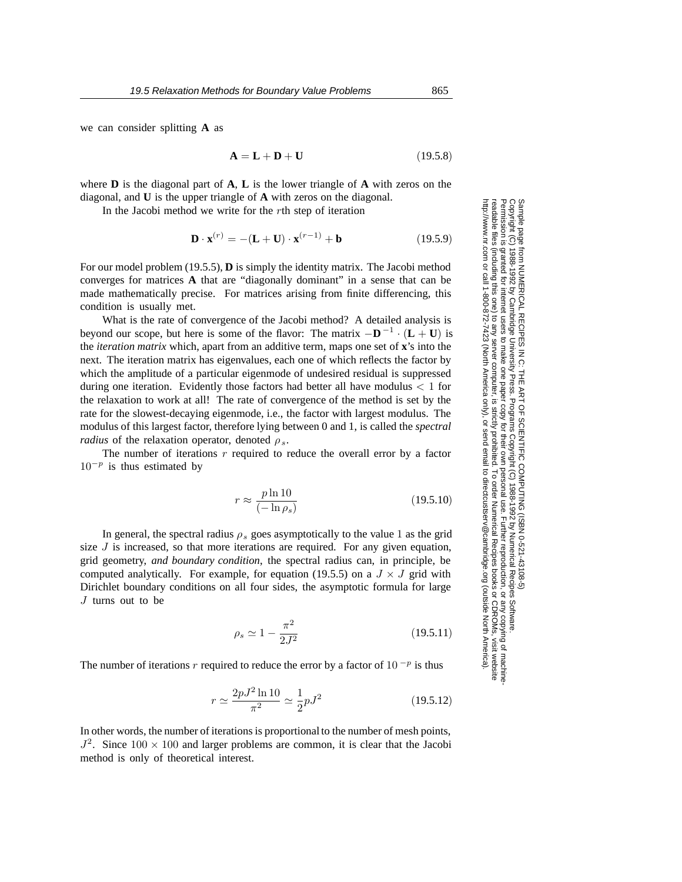we can consider splitting **A** as

$$\mathbf{A} = \mathbf{L} + \mathbf{D} + \mathbf{U} \tag{19.5.8}$$

where **D** is the diagonal part of **A**, **L** is the lower triangle of **A** with zeros on the diagonal, and **U** is the upper triangle of **A** with zeros on the diagonal.

In the Jacobi method we write for the $r$th step of iteration

$$\mathbf{D} \cdot \mathbf{x}^{(r)} = -(\mathbf{L} + \mathbf{U}) \cdot \mathbf{x}^{(r-1)} + \mathbf{b} \tag{19.5.9}$$

For our model problem (19.5.5), **D** is simply the identity matrix. The Jacobi method converges for matrices **A** that are "diagonally dominant" in a sense that can be made mathematically precise. For matrices arising from finite differencing, this condition is usually met.

What is the rate of convergence of the Jacobi method? A detailed analysis is beyond our scope, but here is some of the flavor: The matrix $-\mathbf{D}^{-1} \cdot (\mathbf{L} + \mathbf{U})$ is the *iteration matrix* which, apart from an additive term, maps one set of **x**'s into the next. The iteration matrix has eigenvalues, each one of which reflects the factor by which the amplitude of a particular eigenmode of undesired residual is suppressed during one iteration. Evidently those factors had better all have modulus $< 1$ for the relaxation to work at all! The rate of convergence of the method is set by the rate for the slowest-decaying eigenmode, i.e., the factor with largest modulus. The modulus of this largest factor, therefore lying between 0 and 1, is called the *spectral radius* of the relaxation operator, denoted $\rho_s$.

The number of iterations $r$ required to reduce the overall error by a factor $10^{-p}$ is thus estimated by

$$r \approx \frac{p \ln 10}{(-\ln \rho_s)} \tag{19.5.10}$$

In general, the spectral radius $\rho_s$ goes asymptotically to the value 1 as the grid size $J$ is increased, so that more iterations are required. For any given equation, grid geometry, *and boundary condition*, the spectral radius can, in principle, be computed analytically. For example, for equation (19.5.5) on a $J \times J$ grid with Dirichlet boundary conditions on all four sides, the asymptotic formula for large $J$ turns out to be

$$\rho_s \simeq 1 - \frac{\pi^2}{2J^2} \tag{19.5.11}$$

The number of iterations $r$ required to reduce the error by a factor of $10^{-p}$ is thus

$$r \simeq \frac{2pJ^2 \ln 10}{\pi^2} \simeq \frac{1}{2} p J^2 \tag{19.5.12}$$

In other words, the number of iterations is proportional to the number of mesh points, $J^2$. Since $100 \times 100$ and larger problems are common, it is clear that the Jacobi method is only of theoretical interest.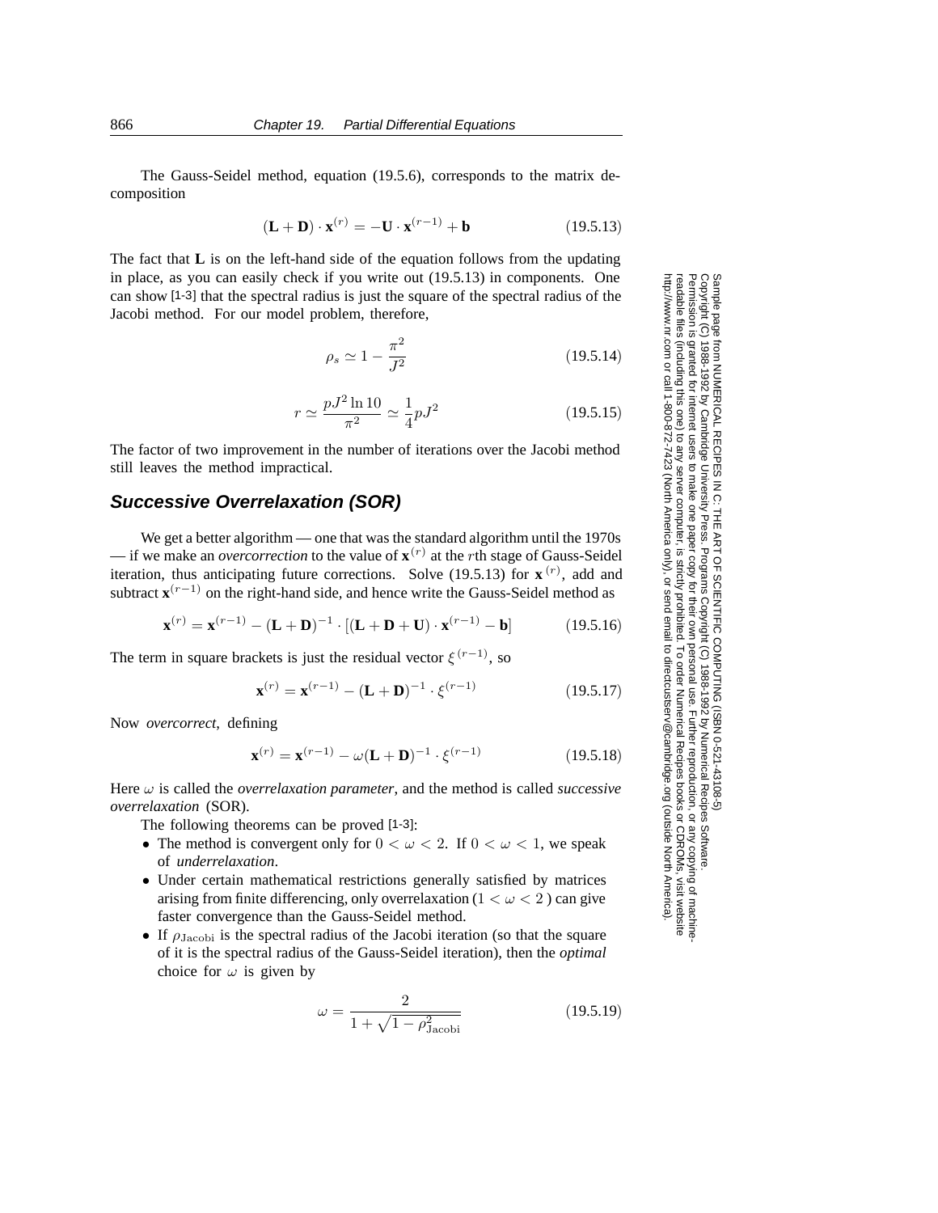The Gauss-Seidel method, equation (19.5.6), corresponds to the matrix decomposition

$$(\mathbf{L} + \mathbf{D}) \cdot \mathbf{x}^{(r)} = -\mathbf{U} \cdot \mathbf{x}^{(r-1)} + \mathbf{b} \tag{19.5.13}$$

The fact that **L** is on the left-hand side of the equation follows from the updating in place, as you can easily check if you write out (19.5.13) in components. One can show [1-3] that the spectral radius is just the square of the spectral radius of the Jacobi method. For our model problem, therefore,

$$\rho_s \simeq 1 - \frac{\pi^2}{J^2} \tag{19.5.14}$$

$$r \simeq \frac{pJ^2 \ln 10}{\pi^2} \simeq \frac{1}{4} pJ^2 \tag{19.5.15}$$

The factor of two improvement in the number of iterations over the Jacobi method still leaves the method impractical.

## Successive Overrelaxation (SOR)

We get a better algorithm — one that was the standard algorithm until the 1970s — if we make an *overcorrection* to the value of $\mathbf{x}^{(r)}$ at the $r$th stage of Gauss-Seidel iteration, thus anticipating future corrections. Solve (19.5.13) for $\mathbf{x}^{(r)}$, add and subtract $\mathbf{x}^{(r-1)}$ on the right-hand side, and hence write the Gauss-Seidel method as

$$\mathbf{x}^{(r)} = \mathbf{x}^{(r-1)} - (\mathbf{L} + \mathbf{D})^{-1} \cdot [(\mathbf{L} + \mathbf{D} + \mathbf{U}) \cdot \mathbf{x}^{(r-1)} - \mathbf{b}] \tag{19.5.16}$$

The term in square brackets is just the residual vector $\xi^{(r-1)}$, so

$$\mathbf{x}^{(r)} = \mathbf{x}^{(r-1)} - (\mathbf{L} + \mathbf{D})^{-1} \cdot \xi^{(r-1)} \tag{19.5.17}$$

Now *overcorrect*, defining

$$\mathbf{x}^{(r)} = \mathbf{x}^{(r-1)} - \omega(\mathbf{L} + \mathbf{D})^{-1} \cdot \xi^{(r-1)} \tag{19.5.18}$$

Here $\omega$ is called the *overrelaxation parameter*, and the method is called *successive overrelaxation* (SOR).

The following theorems can be proved [1-3]:

- The method is convergent only for $0 < \omega < 2$. If $0 < \omega < 1$, we speak of *underrelaxation*.
- Under certain mathematical restrictions generally satisfied by matrices arising from finite differencing, only overrelaxation ($1 < \omega < 2$ ) can give faster convergence than the Gauss-Seidel method.
- If $\rho_{\text{Jacobi}}$ is the spectral radius of the Jacobi iteration (so that the square of it is the spectral radius of the Gauss-Seidel iteration), then the *optimal* choice for $\omega$ is given by

$$\omega = \frac{2}{1 + \sqrt{1 - \rho_{\text{Jacobi}}^2}} \tag{19.5.19}$$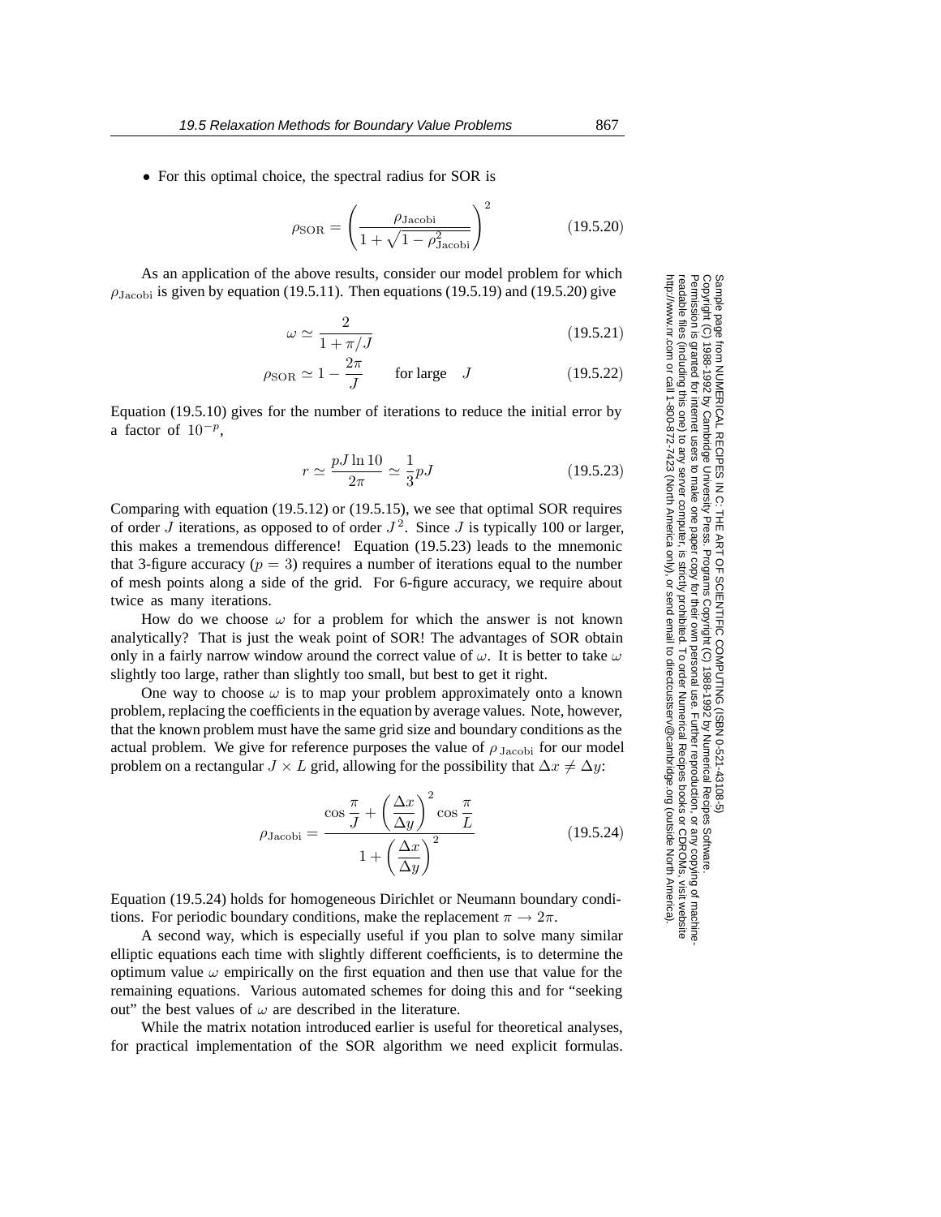- For this optimal choice, the spectral radius for SOR is

$$\rho_{\text{SOR}} = \left( \frac{\rho_{\text{Jacobi}}}{1 + \sqrt{1 - \rho_{\text{Jacobi}}^2}} \right)^2 \tag{19.5.20}$$

As an application of the above results, consider our model problem for which $\rho_{\text{Jacobi}}$ is given by equation (19.5.11). Then equations (19.5.19) and (19.5.20) give

$$\omega \simeq \frac{2}{1 + \pi/J} \tag{19.5.21}$$

$$\rho_{\text{SOR}} \simeq 1 - \frac{2\pi}{J} \qquad \text{for large} \quad J \tag{19.5.22}$$

Equation (19.5.10) gives for the number of iterations to reduce the initial error by a factor of $10^{-p}$,

$$r \simeq \frac{pJ \ln 10}{2\pi} \simeq \frac{1}{3} pJ \tag{19.5.23}$$

Comparing with equation (19.5.12) or (19.5.15), we see that optimal SOR requires of order $J$ iterations, as opposed to of order $J^2$. Since $J$ is typically 100 or larger, this makes a tremendous difference! Equation (19.5.23) leads to the mnemonic that 3-figure accuracy ($p = 3$) requires a number of iterations equal to the number of mesh points along a side of the grid. For 6-figure accuracy, we require about twice as many iterations.

How do we choose $\omega$ for a problem for which the answer is not known analytically? That is just the weak point of SOR! The advantages of SOR obtain only in a fairly narrow window around the correct value of $\omega$. It is better to take $\omega$ slightly too large, rather than slightly too small, but best to get it right.

One way to choose $\omega$ is to map your problem approximately onto a known problem, replacing the coefficients in the equation by average values. Note, however, that the known problem must have the same grid size and boundary conditions as the actual problem. We give for reference purposes the value of $\rho_{\text{Jacobi}}$ for our model problem on a rectangular $J \times L$ grid, allowing for the possibility that $\Delta x \neq \Delta y$:

$$\rho_{\text{Jacobi}} = \frac{\cos \dfrac{\pi}{J} + \left( \dfrac{\Delta x}{\Delta y} \right)^2 \cos \dfrac{\pi}{L}}{1 + \left( \dfrac{\Delta x}{\Delta y} \right)^2} \tag{19.5.24}$$

Equation (19.5.24) holds for homogeneous Dirichlet or Neumann boundary conditions. For periodic boundary conditions, make the replacement $\pi \rightarrow 2\pi$.

A second way, which is especially useful if you plan to solve many similar elliptic equations each time with slightly different coefficients, is to determine the optimum value $\omega$ empirically on the first equation and then use that value for the remaining equations. Various automated schemes for doing this and for "seeking out" the best values of $\omega$ are described in the literature.

While the matrix notation introduced earlier is useful for theoretical analyses, for practical implementation of the SOR algorithm we need explicit formulas.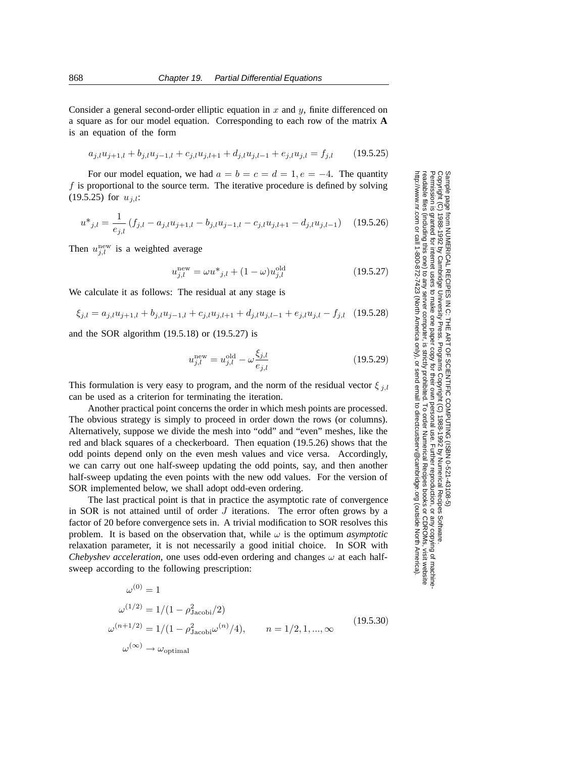Consider a general second-order elliptic equation in $x$ and $y$, finite differenced on a square as for our model equation. Corresponding to each row of the matrix **A** is an equation of the form

$$a_{j,l}u_{j+1,l} + b_{j,l}u_{j-1,l} + c_{j,l}u_{j,l+1} + d_{j,l}u_{j,l-1} + e_{j,l}u_{j,l} = f_{j,l} \qquad (19.5.25)$$

For our model equation, we had $a = b = c = d = 1, e = -4$. The quantity $f$ is proportional to the source term. The iterative procedure is defined by solving (19.5.25) for $u_{j,l}$:

$$u^*{}_{j,l} = \frac{1}{e_{j,l}}\left(f_{j,l} - a_{j,l}u_{j+1,l} - b_{j,l}u_{j-1,l} - c_{j,l}u_{j,l+1} - d_{j,l}u_{j,l-1}\right) \qquad (19.5.26)$$

Then $u^{\text{new}}_{j,l}$ is a weighted average

$$u^{\text{new}}_{j,l} = \omega u^*{}_{j,l} + (1-\omega)u^{\text{old}}_{j,l} \qquad (19.5.27)$$

We calculate it as follows: The residual at any stage is

$$\xi_{j,l} = a_{j,l}u_{j+1,l} + b_{j,l}u_{j-1,l} + c_{j,l}u_{j,l+1} + d_{j,l}u_{j,l-1} + e_{j,l}u_{j,l} - f_{j,l} \qquad (19.5.28)$$

and the SOR algorithm (19.5.18) or (19.5.27) is

$$u^{\text{new}}_{j,l} = u^{\text{old}}_{j,l} - \omega\frac{\xi_{j,l}}{e_{j,l}} \qquad (19.5.29)$$

This formulation is very easy to program, and the norm of the residual vector $\xi_{j,l}$ can be used as a criterion for terminating the iteration.

Another practical point concerns the order in which mesh points are processed. The obvious strategy is simply to proceed in order down the rows (or columns). Alternatively, suppose we divide the mesh into "odd" and "even" meshes, like the red and black squares of a checkerboard. Then equation (19.5.26) shows that the odd points depend only on the even mesh values and vice versa. Accordingly, we can carry out one half-sweep updating the odd points, say, and then another half-sweep updating the even points with the new odd values. For the version of SOR implemented below, we shall adopt odd-even ordering.

The last practical point is that in practice the asymptotic rate of convergence in SOR is not attained until of order $J$ iterations. The error often grows by a factor of 20 before convergence sets in. A trivial modification to SOR resolves this problem. It is based on the observation that, while $\omega$ is the optimum *asymptotic* relaxation parameter, it is not necessarily a good initial choice. In SOR with *Chebyshev acceleration*, one uses odd-even ordering and changes $\omega$ at each half-sweep according to the following prescription:

$$\begin{aligned}
\omega^{(0)} &= 1 \\
\omega^{(1/2)} &= 1/(1 - \rho^2_{\text{Jacobi}}/2) \\
\omega^{(n+1/2)} &= 1/(1 - \rho^2_{\text{Jacobi}}\omega^{(n)}/4), \qquad n = 1/2, 1, ..., \infty \\
\omega^{(\infty)} &\to \omega_{\text{optimal}}
\end{aligned} \qquad (19.5.30)$$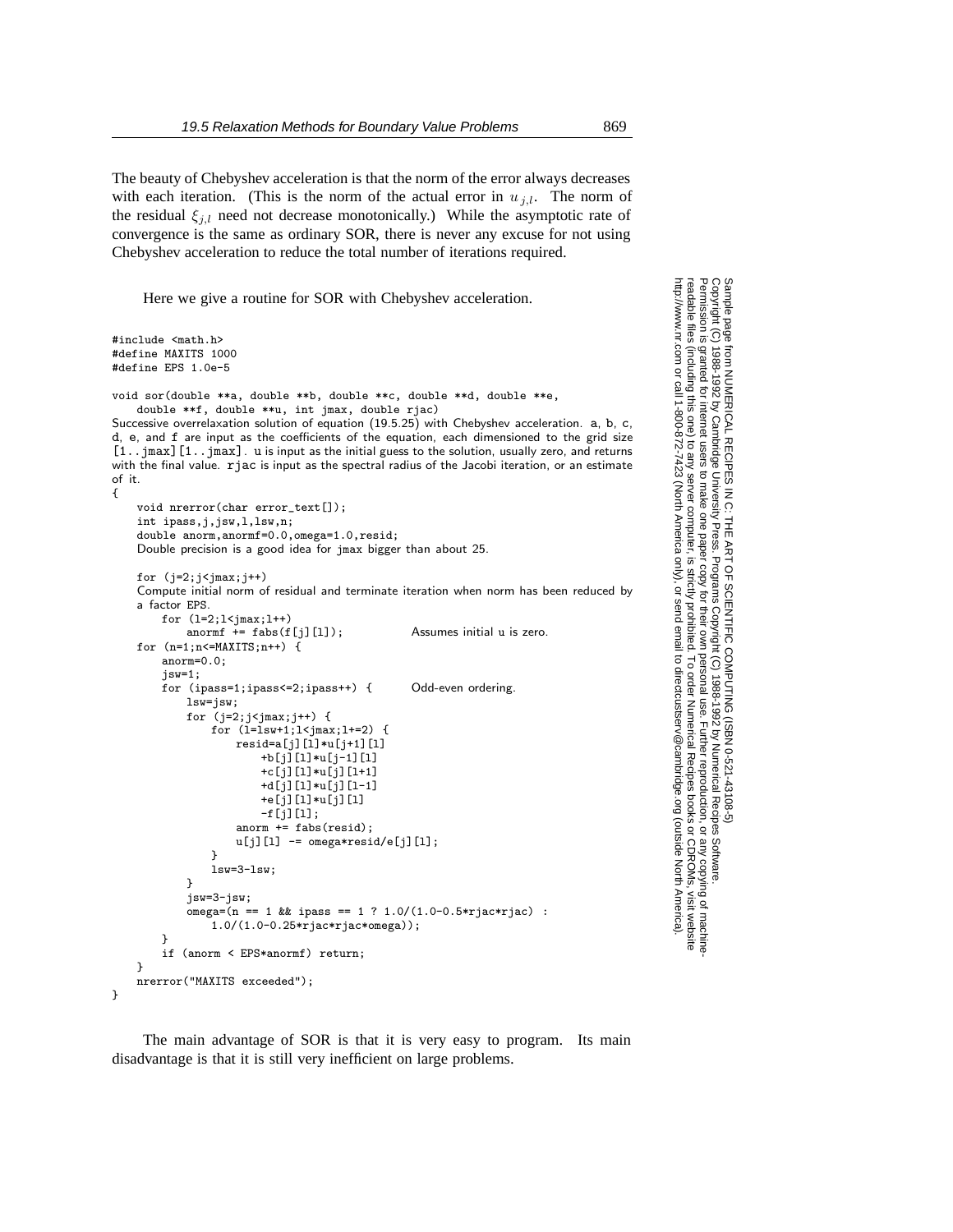The beauty of Chebyshev acceleration is that the norm of the error always decreases with each iteration. (This is the norm of the actual error in $u_{j,l}$. The norm of the residual $\xi_{j,l}$ need not decrease monotonically.) While the asymptotic rate of convergence is the same as ordinary SOR, there is never any excuse for not using Chebyshev acceleration to reduce the total number of iterations required.

Here we give a routine for SOR with Chebyshev acceleration.

```
#include <math.h>
#define MAXITS 1000
#define EPS 1.0e-5

void sor(double **a, double **b, double **c, double **d, double **e,
    double **f, double **u, int jmax, double rjac)
```
Successive overrelaxation solution of equation (19.5.25) with Chebyshev acceleration. a, b, c, d, e, and f are input as the coefficients of the equation, each dimensioned to the grid size [1..jmax][1..jmax]. u is input as the initial guess to the solution, usually zero, and returns with the final value. rjac is input as the spectral radius of the Jacobi iteration, or an estimate of it.
```
{
    void nrerror(char error_text[]);
    int ipass,j,jsw,l,lsw,n;
    double anorm,anormf=0.0,omega=1.0,resid;
```
Double precision is a good idea for jmax bigger than about 25.
```
    for (j=2;j<jmax;j++)
```
Compute initial norm of residual and terminate iteration when norm has been reduced by a factor EPS.
```
        for (l=2;l<jmax;l++)
            anormf += fabs(f[j][l]);            Assumes initial u is zero.
    for (n=1;n<=MAXITS;n++) {
        anorm=0.0;
        jsw=1;
        for (ipass=1;ipass<=2;ipass++) {       Odd-even ordering.
            lsw=jsw;
            for (j=2;j<jmax;j++) {
                for (l=lsw+1;l<jmax;l+=2) {
                    resid=a[j][l]*u[j+1][l]
                        +b[j][l]*u[j-1][l]
                        +c[j][l]*u[j][l+1]
                        +d[j][l]*u[j][l-1]
                        +e[j][l]*u[j][l]
                        -f[j][l];
                    anorm += fabs(resid);
                    u[j][l] -= omega*resid/e[j][l];
                }
                lsw=3-lsw;
            }
            jsw=3-jsw;
            omega=(n == 1 && ipass == 1 ? 1.0/(1.0-0.5*rjac*rjac) :
                1.0/(1.0-0.25*rjac*rjac*omega));
        }
        if (anorm < EPS*anormf) return;
    }
    nrerror("MAXITS exceeded");
}
```

The main advantage of SOR is that it is very easy to program. Its main disadvantage is that it is still very inefficient on large problems.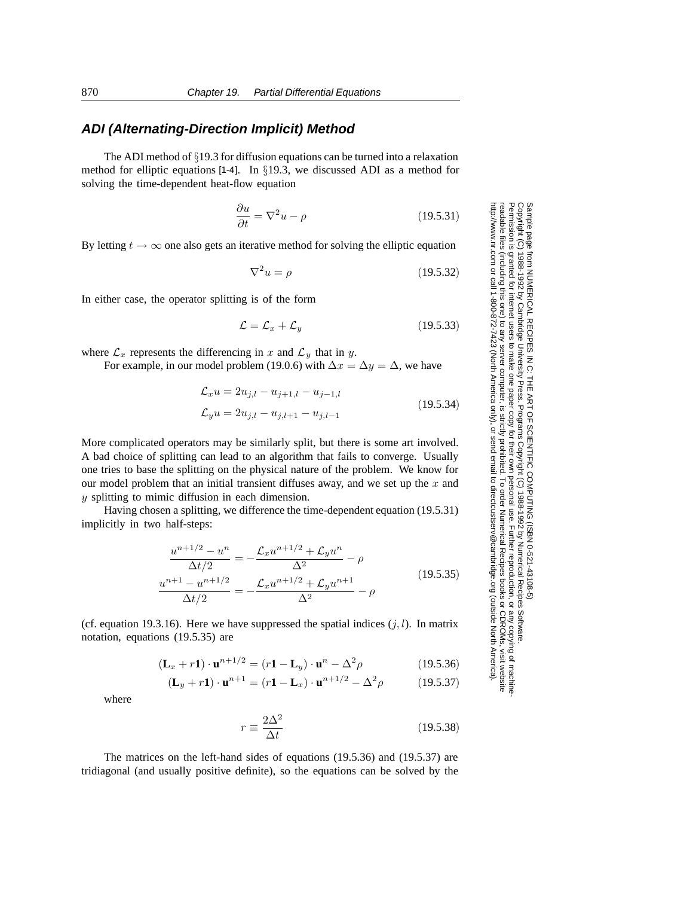### ADI (Alternating-Direction Implicit) Method

The ADI method of §19.3 for diffusion equations can be turned into a relaxation method for elliptic equations [1-4]. In §19.3, we discussed ADI as a method for solving the time-dependent heat-flow equation

$$\frac{\partial u}{\partial t} = \nabla^2 u - \rho \tag{19.5.31}$$

By letting $t \to \infty$ one also gets an iterative method for solving the elliptic equation

$$\nabla^2 u = \rho \tag{19.5.32}$$

In either case, the operator splitting is of the form

$$\mathcal{L} = \mathcal{L}_x + \mathcal{L}_y \tag{19.5.33}$$

where $\mathcal{L}_x$ represents the differencing in $x$ and $\mathcal{L}_y$ that in $y$.

For example, in our model problem (19.0.6) with $\Delta x = \Delta y = \Delta$, we have

$$\begin{aligned}
\mathcal{L}_x u &= 2u_{j,l} - u_{j+1,l} - u_{j-1,l} \\
\mathcal{L}_y u &= 2u_{j,l} - u_{j,l+1} - u_{j,l-1}
\end{aligned} \tag{19.5.34}$$

More complicated operators may be similarly split, but there is some art involved. A bad choice of splitting can lead to an algorithm that fails to converge. Usually one tries to base the splitting on the physical nature of the problem. We know for our model problem that an initial transient diffuses away, and we set up the $x$ and $y$ splitting to mimic diffusion in each dimension.

Having chosen a splitting, we difference the time-dependent equation (19.5.31) implicitly in two half-steps:

$$\begin{aligned}
\frac{u^{n+1/2} - u^n}{\Delta t/2} &= -\frac{\mathcal{L}_x u^{n+1/2} + \mathcal{L}_y u^n}{\Delta^2} - \rho \\
\frac{u^{n+1} - u^{n+1/2}}{\Delta t/2} &= -\frac{\mathcal{L}_x u^{n+1/2} + \mathcal{L}_y u^{n+1}}{\Delta^2} - \rho
\end{aligned} \tag{19.5.35}$$

(cf. equation 19.3.16). Here we have suppressed the spatial indices $(j, l)$. In matrix notation, equations (19.5.35) are

$$(\mathbf{L}_x + r\mathbf{1}) \cdot \mathbf{u}^{n+1/2} = (r\mathbf{1} - \mathbf{L}_y) \cdot \mathbf{u}^n - \Delta^2 \rho \tag{19.5.36}$$

$$(\mathbf{L}_y + r\mathbf{1}) \cdot \mathbf{u}^{n+1} = (r\mathbf{1} - \mathbf{L}_x) \cdot \mathbf{u}^{n+1/2} - \Delta^2 \rho \tag{19.5.37}$$

where

$$r \equiv \frac{2\Delta^2}{\Delta t} \tag{19.5.38}$$

The matrices on the left-hand sides of equations (19.5.36) and (19.5.37) are tridiagonal (and usually positive definite), so the equations can be solved by the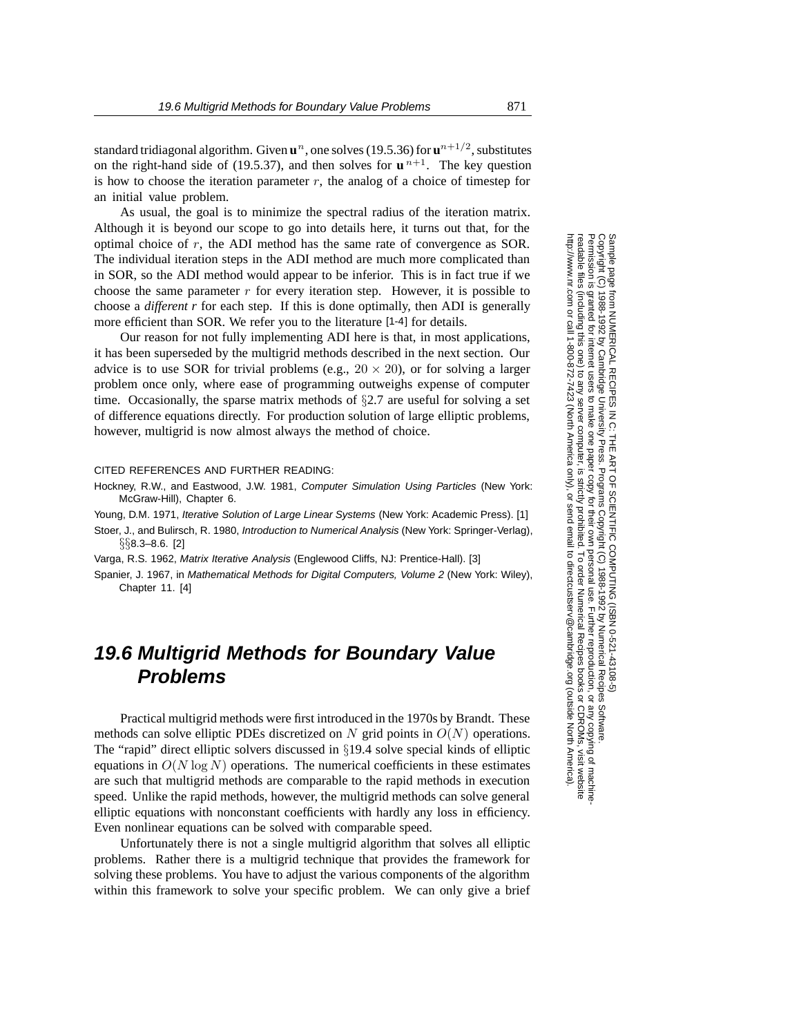standard tridiagonal algorithm. Given $\mathbf{u}^n$, one solves (19.5.36) for $\mathbf{u}^{n+1/2}$, substitutes on the right-hand side of (19.5.37), and then solves for $\mathbf{u}^{n+1}$. The key question is how to choose the iteration parameter $r$, the analog of a choice of timestep for an initial value problem.

As usual, the goal is to minimize the spectral radius of the iteration matrix. Although it is beyond our scope to go into details here, it turns out that, for the optimal choice of $r$, the ADI method has the same rate of convergence as SOR. The individual iteration steps in the ADI method are much more complicated than in SOR, so the ADI method would appear to be inferior. This is in fact true if we choose the same parameter $r$ for every iteration step. However, it is possible to choose a *different r* for each step. If this is done optimally, then ADI is generally more efficient than SOR. We refer you to the literature [1-4] for details.

Our reason for not fully implementing ADI here is that, in most applications, it has been superseded by the multigrid methods described in the next section. Our advice is to use SOR for trivial problems (e.g., $20 \times 20$), or for solving a larger problem once only, where ease of programming outweighs expense of computer time. Occasionally, the sparse matrix methods of §2.7 are useful for solving a set of difference equations directly. For production solution of large elliptic problems, however, multigrid is now almost always the method of choice.

CITED REFERENCES AND FURTHER READING:

Hockney, R.W., and Eastwood, J.W. 1981, *Computer Simulation Using Particles* (New York: McGraw-Hill), Chapter 6.

Young, D.M. 1971, *Iterative Solution of Large Linear Systems* (New York: Academic Press). [1]

Stoer, J., and Bulirsch, R. 1980, *Introduction to Numerical Analysis* (New York: Springer-Verlag), §§8.3–8.6. [2]

Varga, R.S. 1962, *Matrix Iterative Analysis* (Englewood Cliffs, NJ: Prentice-Hall). [3]

Spanier, J. 1967, in *Mathematical Methods for Digital Computers, Volume 2* (New York: Wiley), Chapter 11. [4]

## 19.6 Multigrid Methods for Boundary Value Problems

Practical multigrid methods were first introduced in the 1970s by Brandt. These methods can solve elliptic PDEs discretized on $N$ grid points in $O(N)$ operations. The "rapid" direct elliptic solvers discussed in §19.4 solve special kinds of elliptic equations in $O(N \log N)$ operations. The numerical coefficients in these estimates are such that multigrid methods are comparable to the rapid methods in execution speed. Unlike the rapid methods, however, the multigrid methods can solve general elliptic equations with nonconstant coefficients with hardly any loss in efficiency. Even nonlinear equations can be solved with comparable speed.

Unfortunately there is not a single multigrid algorithm that solves all elliptic problems. Rather there is a multigrid technique that provides the framework for solving these problems. You have to adjust the various components of the algorithm within this framework to solve your specific problem. We can only give a brief